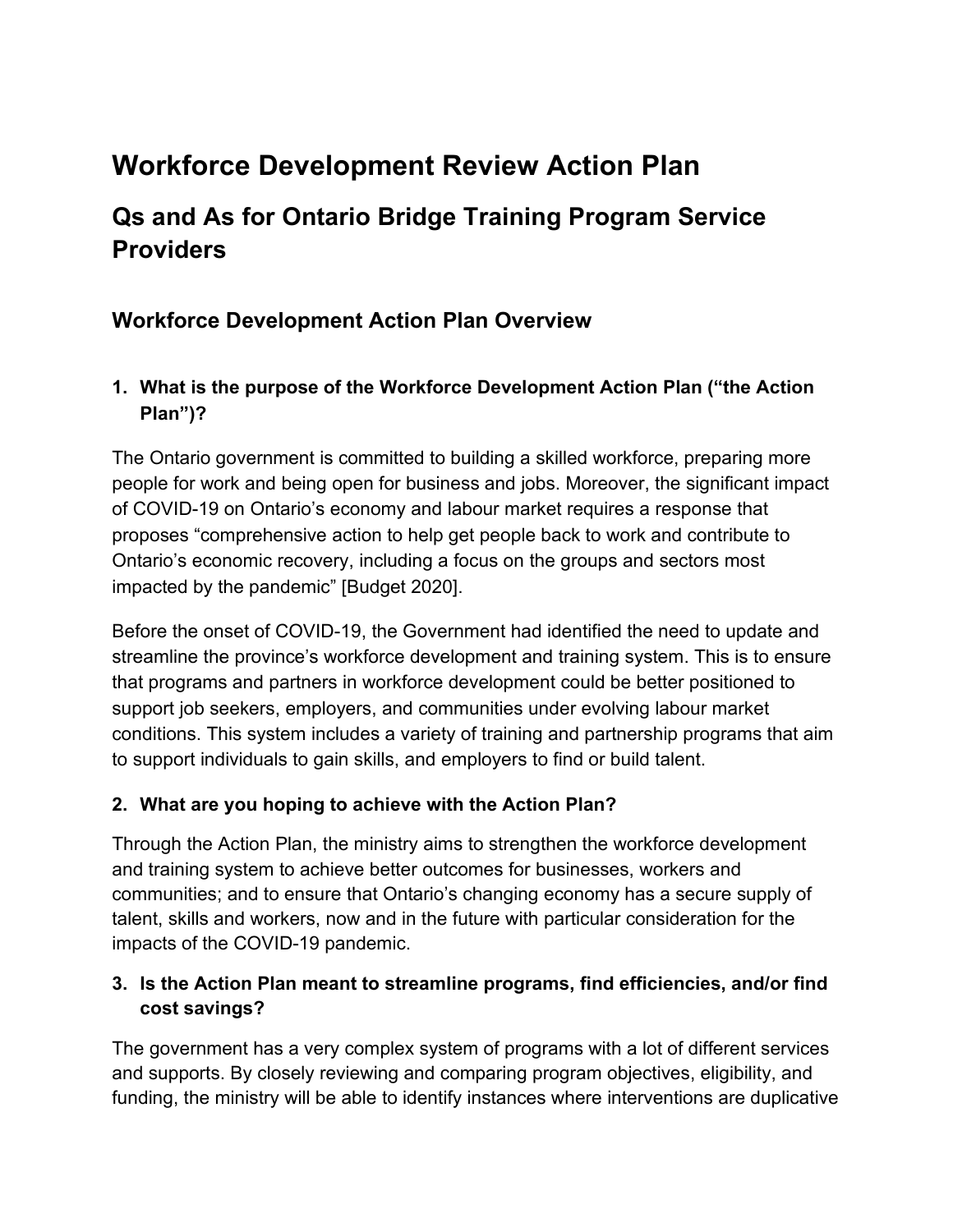# Workforce Development Review Action Plan

## Qs and As for Ontario Bridge Training Program Service Providers

### Workforce Development Action Plan Overview

**1. What is the purpose of the Workforce Development Action Plan ("the Action Plan")?**

The Ontario government is committed to building a skilled workforce, preparing more people for work and being open for business and jobs. Moreover, the significant impact of COVID-19 on Ontario's economy and labour market requires a response that proposes "comprehensive action to help get people back to work and contribute to Ontario's economic recovery, including a focus on the groups and sectors most impacted by the pandemic" [Budget 2020].

Before the onset of COVID-19, the Government had identified the need to update and streamline the province's workforce development and training system. This is to ensure that programs and partners in workforce development could be better positioned to support job seekers, employers, and communities under evolving labour market conditions. This system includes a variety of training and partnership programs that aim to support individuals to gain skills, and employers to find or build talent.

**2. What are you hoping to achieve with the Action Plan?**

Through the Action Plan, the ministry aims to strengthen the workforce development and training system to achieve better outcomes for businesses, workers and communities; and to ensure that Ontario's changing economy has a secure supply of talent, skills and workers, now and in the future with particular consideration for the impacts of the COVID-19 pandemic.

**3. Is the Action Plan meant to streamline programs, find efficiencies, and/or find cost savings?**

The government has a very complex system of programs with a lot of different services and supports. By closely reviewing and comparing program objectives, eligibility, and funding, the ministry will be able to identify instances where interventions are duplicative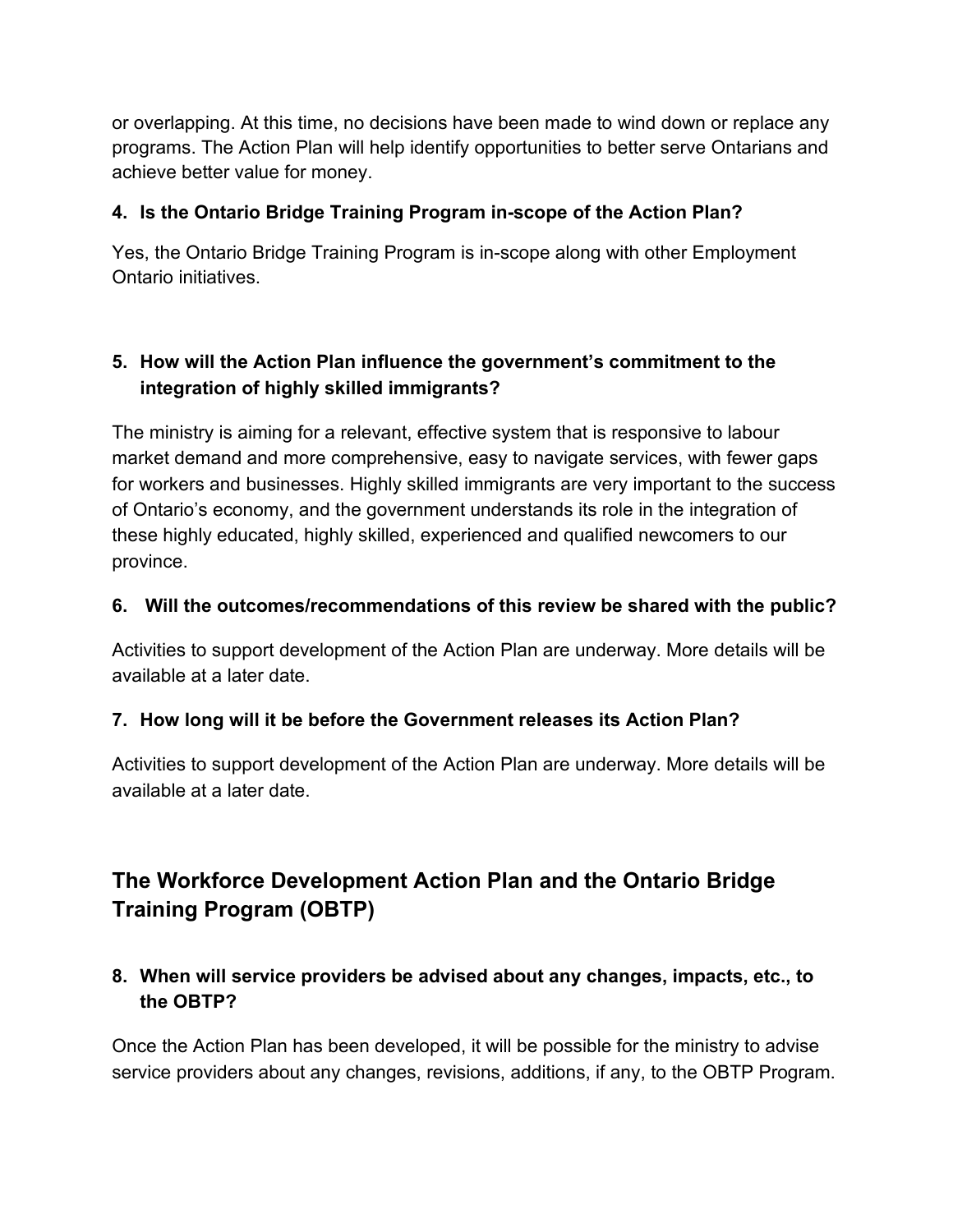or overlapping. At this time, no decisions have been made to wind down or replace any programs. The Action Plan will help identify opportunities to better serve Ontarians and achieve better value for money.

**4. Is the Ontario Bridge Training Program in-scope of the Action Plan?**

Yes, the Ontario Bridge Training Program is in-scope along with other Employment Ontario initiatives.

**5. How will the Action Plan influence the government's commitment to the integration of highly skilled immigrants?**

The ministry is aiming for a relevant, effective system that is responsive to labour market demand and more comprehensive, easy to navigate services, with fewer gaps for workers and businesses. Highly skilled immigrants are very important to the success of Ontario's economy, and the government understands its role in the integration of these highly educated, highly skilled, experienced and qualified newcomers to our province.

**6. Will the outcomes/recommendations of this review be shared with the public?**

Activities to support development of the Action Plan are underway. More details will be available at a later date.

**7. How long will it be before the Government releases its Action Plan?**

Activities to support development of the Action Plan are underway. More details will be available at a later date.

## The Workforce Development Action Plan and the Ontario Bridge Training Program (OBTP)

**8. When will service providers be advised about any changes, impacts, etc., to the OBTP?**

Once the Action Plan has been developed, it will be possible for the ministry to advise service providers about any changes, revisions, additions, if any, to the OBTP Program.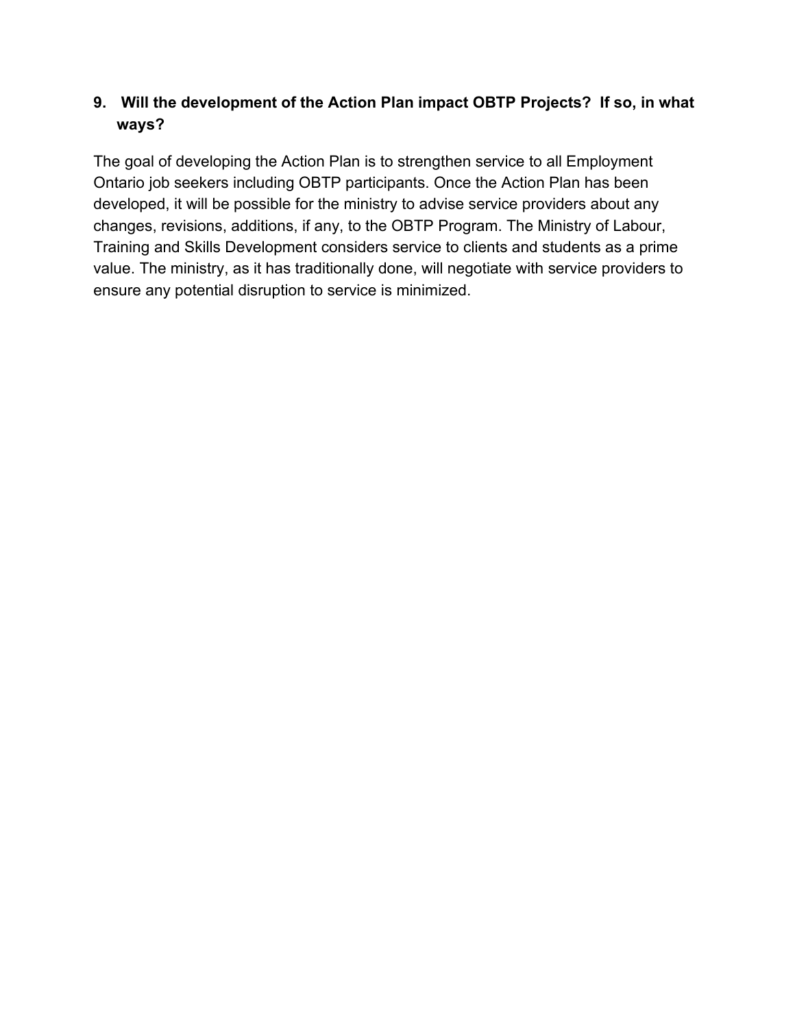**9. Will the development of the Action Plan impact OBTP Projects? If so, in what ways?**

The goal of developing the Action Plan is to strengthen service to all Employment Ontario job seekers including OBTP participants. Once the Action Plan has been developed, it will be possible for the ministry to advise service providers about any changes, revisions, additions, if any, to the OBTP Program. The Ministry of Labour, Training and Skills Development considers service to clients and students as a prime value. The ministry, as it has traditionally done, will negotiate with service providers to ensure any potential disruption to service is minimized.